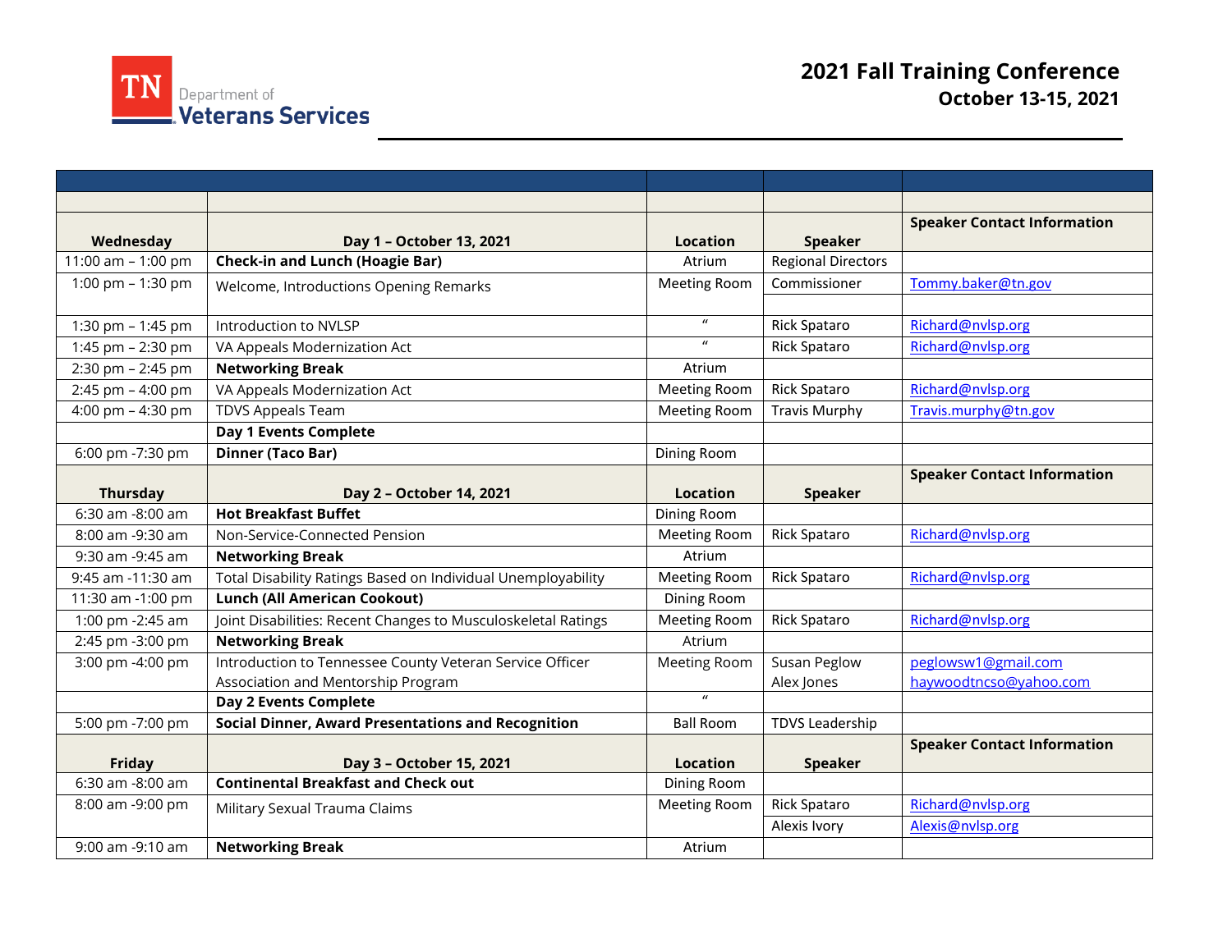TN Department of Veterans Services

# 2021 Fall Training Conference

## October 13-15, 2021

| | | | | |
|---|---|---|---|---|
| **Wednesday** | **Day 1 – October 13, 2021** | **Location** | **Speaker** | **Speaker Contact Information** |
| 11:00 am – 1:00 pm | **Check-in and Lunch (Hoagie Bar)** | Atrium | Regional Directors | |
| 1:00 pm – 1:30 pm | Welcome, Introductions Opening Remarks | Meeting Room | Commissioner | Tommy.baker@tn.gov |
| 1:30 pm – 1:45 pm | Introduction to NVLSP | " | Rick Spataro | Richard@nvlsp.org |
| 1:45 pm – 2:30 pm | VA Appeals Modernization Act | " | Rick Spataro | Richard@nvlsp.org |
| 2:30 pm – 2:45 pm | **Networking Break** | Atrium | | |
| 2:45 pm – 4:00 pm | VA Appeals Modernization Act | Meeting Room | Rick Spataro | Richard@nvlsp.org |
| 4:00 pm – 4:30 pm | TDVS Appeals Team | Meeting Room | Travis Murphy | Travis.murphy@tn.gov |
| | **Day 1 Events Complete** | | | |
| 6:00 pm -7:30 pm | **Dinner (Taco Bar)** | Dining Room | | |
| **Thursday** | **Day 2 – October 14, 2021** | **Location** | **Speaker** | **Speaker Contact Information** |
| 6:30 am -8:00 am | **Hot Breakfast Buffet** | Dining Room | | |
| 8:00 am -9:30 am | Non-Service-Connected Pension | Meeting Room | Rick Spataro | Richard@nvlsp.org |
| 9:30 am -9:45 am | **Networking Break** | Atrium | | |
| 9:45 am -11:30 am | Total Disability Ratings Based on Individual Unemployability | Meeting Room | Rick Spataro | Richard@nvlsp.org |
| 11:30 am -1:00 pm | **Lunch (All American Cookout)** | Dining Room | | |
| 1:00 pm -2:45 am | Joint Disabilities: Recent Changes to Musculoskeletal Ratings | Meeting Room | Rick Spataro | Richard@nvlsp.org |
| 2:45 pm -3:00 pm | **Networking Break** | Atrium | | |
| 3:00 pm -4:00 pm | Introduction to Tennessee County Veteran Service Officer Association and Mentorship Program | Meeting Room | Susan Peglow<br>Alex Jones | peglowsw1@gmail.com<br>haywoodtncso@yahoo.com |
| | **Day 2 Events Complete** | " | | |
| 5:00 pm -7:00 pm | **Social Dinner, Award Presentations and Recognition** | Ball Room | TDVS Leadership | |
| **Friday** | **Day 3 – October 15, 2021** | **Location** | **Speaker** | **Speaker Contact Information** |
| 6:30 am -8:00 am | **Continental Breakfast and Check out** | Dining Room | | |
| 8:00 am -9:00 pm | Military Sexual Trauma Claims | Meeting Room | Rick Spataro | Richard@nvlsp.org |
| | | | Alexis Ivory | Alexis@nvlsp.org |
| 9:00 am -9:10 am | **Networking Break** | Atrium | | |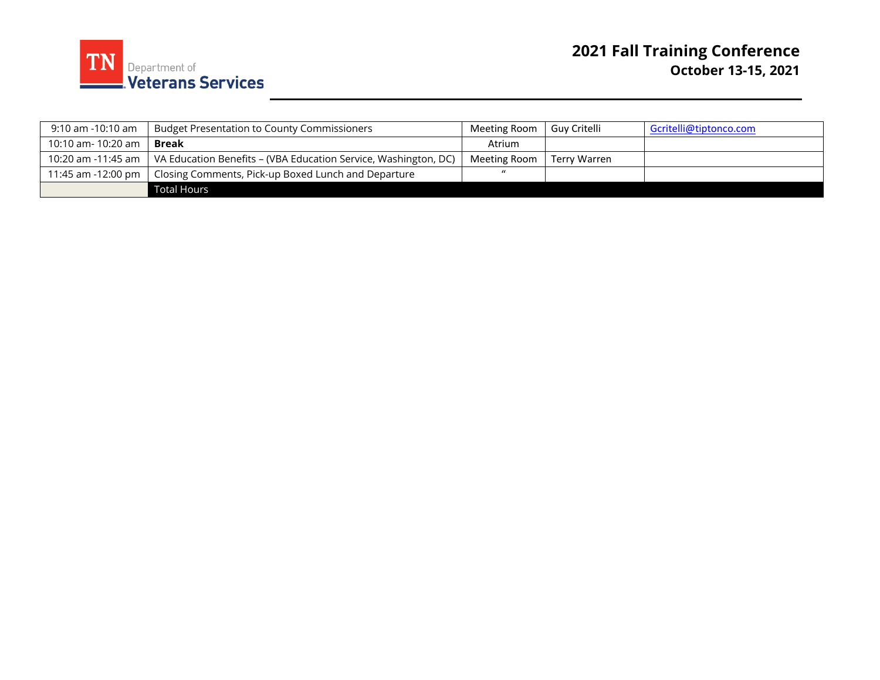| | | | | |
|---|---|---|---|---|
| 9:10 am -10:10 am | Budget Presentation to County Commissioners | Meeting Room | Guy Critelli | Gcritelli@tiptonco.com |
| 10:10 am- 10:20 am | **Break** | Atrium | | |
| 10:20 am -11:45 am | VA Education Benefits – (VBA Education Service, Washington, DC) | Meeting Room | Terry Warren | |
| 11:45 am -12:00 pm | Closing Comments, Pick-up Boxed Lunch and Departure | " | | |
| | Total Hours | | | |